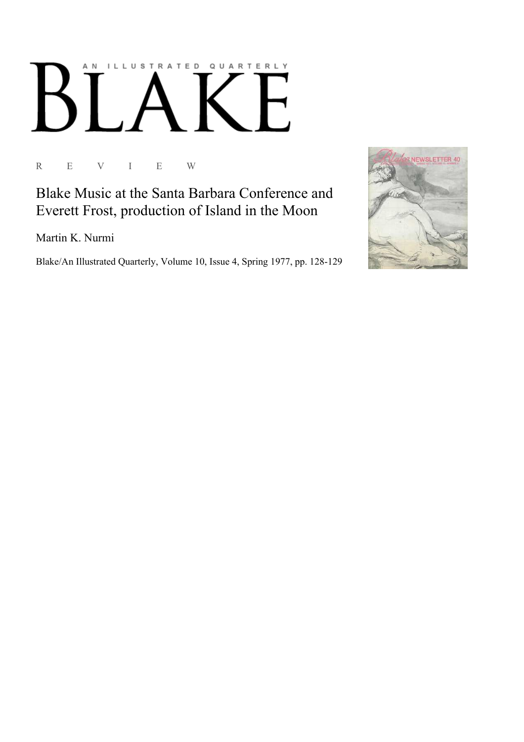AN ILLUSTRATED QUARTERLY

# BLAKE

R E V I E W

## Blake Music at the Santa Barbara Conference and Everett Frost, production of Island in the Moon

Martin K. Nurmi

Blake/An Illustrated Quarterly, Volume 10, Issue 4, Spring 1977, pp. 128-129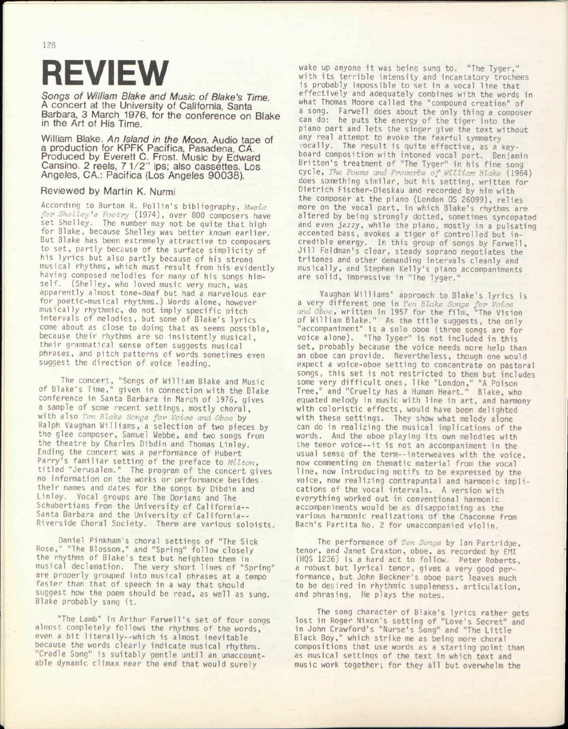# REVIEW

**Songs of William Blake and Music of Blake's Time.** A concert at the University of California, Santa Barbara, 3 March 1976, for the conference on Blake in the Art of His Time.

**William Blake. *An Island in the Moon.* Audio tape of a production for KPFK Pacifica, Pasadena, CA. Produced by Everett C. Frost. Music by Edward Cansino. 2 reels, 7 1/2" ips; also cassettes. Los Angeles, CA.: Pacifica (Los Angeles 90038).**

Reviewed by Martin K. Nurmi

According to Burton R. Pollin's bibliography, *Music for Shelley's Poetry* (1974), over 800 composers have set Shelley. The number may not be quite that high for Blake, because Shelley was better known earlier. But Blake has been extremely attractive to composers to set, partly because of the surface simplicity of his lyrics but also partly because of his strong musical rhythms, which must result from his evidently having composed melodies for many of his songs himself. (Shelley, who loved music very much, was apparently almost tone-deaf but had a marvelous ear for poetic-musical rhythms.) Words alone, however musically rhythmic, do not imply specific pitch intervals of melodies, but some of Blake's lyrics come about as close to doing that as seems possible, because their rhythms are so insistently musical, their grammatical sense often suggests musical phrases, and pitch patterns of words sometimes even suggest the direction of voice leading.

The concert, "Songs of William Blake and Music of Blake's Time," given in connection with the Blake conference in Santa Barbara in March of 1976, gives a sample of some recent settings, mostly choral, with also *Ten Blake Songs for Voice and Oboe* by Ralph Vaughan Williams, a selection of two pieces by the glee composer, Samuel Webbe, and two songs from the theatre by Charles Dibdin and Thomas Linley. Ending the concert was a performance of Hubert Parry's familiar setting of the preface to *Milton*, titled "Jerusalem." The program of the concert gives no information on the works or performance besides their names and dates for the songs by Dibdin and Linley. Vocal groups are The Dorians and The Schubertians from the University of California--Santa Barbara and the University of California--Riverside Choral Society. There are various soloists.

Daniel Pinkham's choral settings of "The Sick Rose," "The Blossom," and "Spring" follow closely the rhythms of Blake's text but heighten them in musical declamation. The very short lines of "Spring" are properly grouped into musical phrases at a tempo faster than that of speech in a way that should suggest how the poem should be read, as well as sung. Blake probably sang it.

"The Lamb" in Arthur Farwell's set of four songs almost completely follows the rhythms of the words, even a bit literally--which is almost inevitable because the words clearly indicate musical rhythms. "Cradle Song" is suitably gentle until an unaccountable dynamic climax near the end that would surely wake up anyone it was being sung to. "The Tyger," with its terrible intensity and incantatory trochees is probably impossible to set in a vocal line that effectively and adequately combines with the words in what Thomas Moore called the "compound creation" of a song. Farwell does about the only thing a composer can do: he puts the energy of the tiger into the piano part and lets the singer give the text without any real attempt to evoke the fearful symmetry vocally. The result is quite effective, as a keyboard composition with intoned vocal part. Benjamin Britten's treatment of "The Tyger" in his fine song cycle, *The Poems and Proverbs of William Blake* (1964) does something similar, but his setting, written for Dietrich Fischer-Dieskau and recorded by him with the composer at the piano (London OS 26099), relies more on the vocal part, in which Blake's rhythms are altered by being strongly dotted, sometimes syncopated and even jazzy, while the piano, mostly in a pulsating accented bass, evokes a tiger of controlled but incredible energy. In this group of songs by Farwell, Jill Feldman's clear, steady soprano negotiates the tritones and other demanding intervals cleanly and musically, and Stephen Kelly's piano accompaniments are solid, impressive in "The Tyger."

Vaughan Williams' approach to Blake's lyrics is a very different one in *Ten Blake Songs for Voice and Oboe*, written in 1957 for the film, "The Vision of William Blake." As the title suggests, the only "accompaniment" is a solo oboe (three songs are for voice alone). "The Tyger" is not included in this set, probably because the voice needs more help than an oboe can provide. Nevertheless, though one would expect a voice-oboe setting to concentrate on pastoral songs, this set is not restricted to them but includes some very difficult ones, like "London," "A Poison Tree," and "Cruelty has a Human Heart." Blake, who equated melody in music with line in art, and harmony with coloristic effects, would have been delighted with these settings. They show what melody alone can do in realizing the musical implications of the words. And the oboe playing its own melodies with the tenor voice--it is not an accompaniment in the usual sense of the term--interweaves with the voice, now commenting on thematic material from the vocal line, now introducing motifs to be expressed by the voice, now realizing contrapuntal and harmonic implications of the vocal intervals. A version with everything worked out in conventional harmonic accompaniments would be as disappointing as the various harmonic realizations of the Chaconne from Bach's Partita No. 2 for unaccompanied violin.

The performance of *Ten Songs* by Ian Partridge, tenor, and Janet Craxton, oboe, as recorded by EMI (HQS 1236) is a hard act to follow. Peter Roberts, a robust but lyrical tenor, gives a very good performance, but John Beckner's oboe part leaves much to be desired in rhythmic suppleness, articulation, and phrasing. He plays the notes.

The song character of Blake's lyrics rather gets lost in Roger Nixon's setting of "Love's Secret" and in John Crawford's "Nurse's Song" and "The Little Black Boy," which strike me as being more choral compositions that use words as a starting point than as musical settings of the text in which text and music work together; for they all but overwhelm the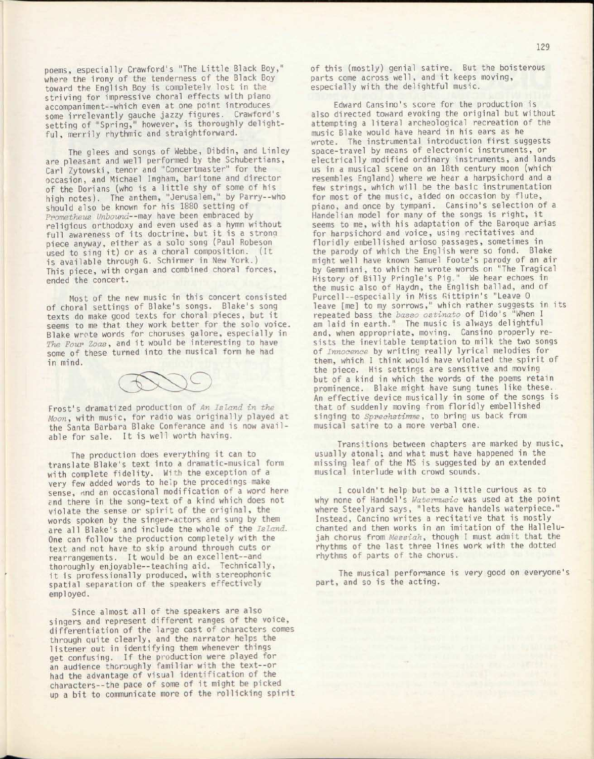poems, especially Crawford's "The Little Black Boy," where the irony of the tenderness of the Black Boy toward the English Boy is completely lost in the striving for impressive choral effects with piano accompaniment--which even at one point introduces some irrelevantly gauche jazzy figures. Crawford's setting of "Spring," however, is thoroughly delightful, merrily rhythmic and straightforward.

The glees and songs of Webbe, Dibdin, and Linley are pleasant and well performed by the Schubertians, Carl Zytowski, tenor and "Concertmaster" for the occasion, and Michael Ingham, baritone and director of the Dorians (who is a little shy of some of his high notes). The anthem, "Jerusalem," by Parry--who should also be known for his 1880 setting of *Prometheus Unbound*--may have been embraced by religious orthodoxy and even used as a hymn without full awareness of its doctrine, but it is a strong piece anyway, either as a solo song (Paul Robeson used to sing it) or as a choral composition. (It is available through G. Schirmer in New York.) This piece, with organ and combined choral forces, ended the concert.

Most of the new music in this concert consisted of choral settings of Blake's songs. Blake's song texts do make good texts for choral pieces, but it seems to me that they work better for the solo voice. Blake wrote words for choruses galore, especially in *The Four Zoas*, and it would be interesting to have some of these turned into the musical form he had in mind.

Frost's dramatized production of *An Island in the Moon*, with music, for radio was originally played at the Santa Barbara Blake Conferance and is now available for sale. It is well worth having.

The production does everything it can to translate Blake's text into a dramatic-musical form with complete fidelity. With the exception of a very few added words to help the procedings make sense, and an occasional modification of a word here and there in the song-text of a kind which does not violate the sense or spirit of the original, the words spoken by the singer-actors and sung by them are all Blake's and include the whole of the *Island*. One can follow the production completely with the text and not have to skip around through cuts or rearrangements. It would be an excellent--and thoroughly enjoyable--teaching aid. Technically, it is professionally produced, with stereophonic spatial separation of the speakers effectively employed.

Since almost all of the speakers are also singers and represent different ranges of the voice, differentiation of the large cast of characters comes through quite clearly, and the narrator helps the listener out in identifying them whenever things get confusing. If the production were played for an audience thoroughly familiar with the text--or had the advantage of visual identification of the characters--the pace of some of it might be picked up a bit to communicate more of the rollicking spirit of this (mostly) genial satire. But the boisterous parts come across well, and it keeps moving, especially with the delightful music.

Edward Cansino's score for the production is also directed toward evoking the original but without attempting a literal archeological recreation of the music Blake would have heard in his ears as he wrote. The instrumental introduction first suggests space-travel by means of electronic instruments, or electrically modified ordinary instruments, and lands us in a musical scene on an 18th century moon (which resembles England) where we hear a harpsichord and a few strings, which will be the basic instrumentation for most of the music, aided on occasion by flute, piano, and once by tympani. Cansino's selection of a Handelian model for many of the songs is right, it seems to me, with his adaptation of the Baroque arias for harpsichord and voice, using recitatives and floridly embellished arioso passages, sometimes in the parody of which the English were so fond. Blake might well have known Samuel Foote's parody of an air by Gemmiani, to which he wrote words on "The Tragical History of Billy Pringle's Pig." We hear echoes in the music also of Haydn, the English ballad, and of Purcell--especially in Miss Gittipin's "Leave O leave [me] to my sorrows," which rather suggests in its repeated bass the *basso ostinato* of Dido's "When I am laid in earth." The music is always delightful and, when appropriate, moving. Cansino properly resists the inevitable temptation to milk the two songs of *Innocence* by writing really lyrical melodies for them, which I think would have violated the spirit of the piece. His settings are sensitive and moving but of a kind in which the words of the poems retain prominence. Blake might have sung tunes like these. An effective device musically in some of the songs is that of suddenly moving from floridly embellished singing to *Sprechstimme*, to bring us back from musical satire to a more verbal one.

Transitions between chapters are marked by music, usually atonal; and what must have happened in the missing leaf of the MS is suggested by an extended musical interlude with crowd sounds.

I couldn't help but be a little curious as to why none of Handel's *Watermusic* was used at the point where Steelyard says, "lets have handels waterpiece." Instead, Cancino writes a recitative that is mostly chanted and then works in an imitation of the Hallelujah chorus from *Messiah*, though I must admit that the rhythms of the last three lines work with the dotted rhythms of parts of the chorus.

The musical performance is very good on everyone's part, and so is the acting.